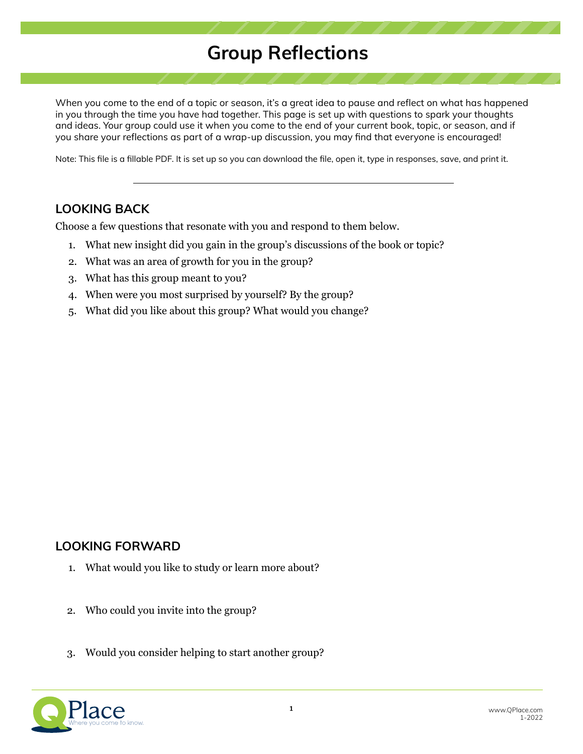# Group Reflections

When you come to the end of a topic or season, it's a great idea to pause and reflect on what has happened in you through the time you have had together. This page is set up with questions to spark your thoughts and ideas. Your group could use it when you come to the end of your current book, topic, or season, and if you share your reflections as part of a wrap-up discussion, you may find that everyone is encouraged!

Note: This file is a fillable PDF. It is set up so you can download the file, open it, type in responses, save, and print it.

---

## LOOKING BACK

Choose a few questions that resonate with you and respond to them below.

1. What new insight did you gain in the group's discussions of the book or topic?
2. What was an area of growth for you in the group?
3. What has this group meant to you?
4. When were you most surprised by yourself? By the group?
5. What did you like about this group? What would you change?

## LOOKING FORWARD

1. What would you like to study or learn more about?
2. Who could you invite into the group?
3. Would you consider helping to start another group?

QPlace
Where you come to know.

www.QPlace.com
1-2022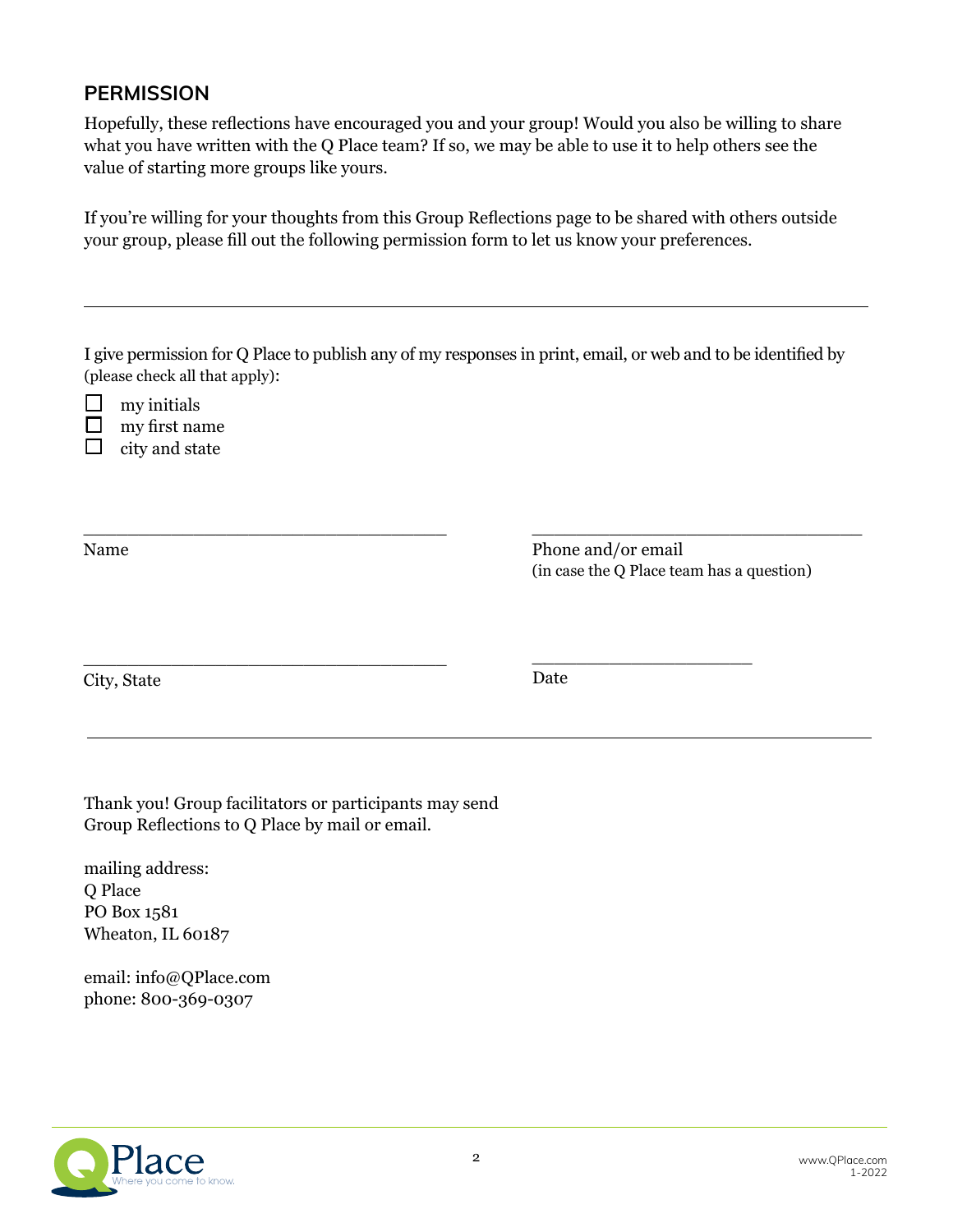## PERMISSION

Hopefully, these reflections have encouraged you and your group! Would you also be willing to share what you have written with the Q Place team? If so, we may be able to use it to help others see the value of starting more groups like yours.

If you're willing for your thoughts from this Group Reflections page to be shared with others outside your group, please fill out the following permission form to let us know your preferences.

---

I give permission for Q Place to publish any of my responses in print, email, or web and to be identified by (please check all that apply):

☐ my initials
☐ my first name
☐ city and state

\_\_\_\_\_\_\_\_\_\_\_\_\_\_\_\_\_\_\_\_\_\_\_\_\_\_\_\_\_\_\_\_\_\_
Name

\_\_\_\_\_\_\_\_\_\_\_\_\_\_\_\_\_\_\_\_\_\_\_\_\_\_\_\_\_\_\_\_\_\_
Phone and/or email
(in case the Q Place team has a question)

\_\_\_\_\_\_\_\_\_\_\_\_\_\_\_\_\_\_\_\_\_\_\_\_\_\_\_\_\_\_\_\_\_\_
City, State

\_\_\_\_\_\_\_\_\_\_\_\_\_\_\_\_\_\_\_\_\_\_
Date

---

Thank you! Group facilitators or participants may send Group Reflections to Q Place by mail or email.

mailing address:
Q Place
PO Box 1581
Wheaton, IL 60187

email: info@QPlace.com
phone: 800-369-0307

Q Place
Where you come to know.